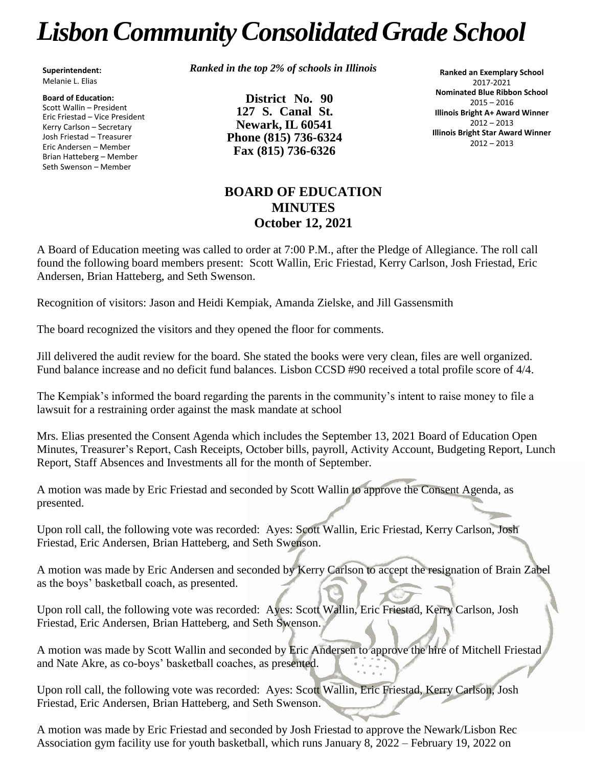# *Lisbon Community Consolidated Grade School*

**Superintendent:**
Melanie L. Elias

**Board of Education:**
Scott Wallin – President
Eric Friestad – Vice President
Kerry Carlson – Secretary
Josh Friestad – Treasurer
Eric Andersen – Member
Brian Hatteberg – Member
Seth Swenson – Member

***Ranked in the top 2% of schools in Illinois***

**District No. 90**
**127 S. Canal St.**
**Newark, IL 60541**
**Phone (815) 736-6324**
**Fax (815) 736-6326**

**Ranked an Exemplary School**
2017-2021
**Nominated Blue Ribbon School**
2015 – 2016
**Illinois Bright A+ Award Winner**
2012 – 2013
**Illinois Bright Star Award Winner**
2012 – 2013

## BOARD OF EDUCATION MINUTES
## October 12, 2021

A Board of Education meeting was called to order at 7:00 P.M., after the Pledge of Allegiance. The roll call found the following board members present: Scott Wallin, Eric Friestad, Kerry Carlson, Josh Friestad, Eric Andersen, Brian Hatteberg, and Seth Swenson.

Recognition of visitors: Jason and Heidi Kempiak, Amanda Zielske, and Jill Gassensmith

The board recognized the visitors and they opened the floor for comments.

Jill delivered the audit review for the board. She stated the books were very clean, files are well organized. Fund balance increase and no deficit fund balances. Lisbon CCSD #90 received a total profile score of 4/4.

The Kempiak's informed the board regarding the parents in the community's intent to raise money to file a lawsuit for a restraining order against the mask mandate at school

Mrs. Elias presented the Consent Agenda which includes the September 13, 2021 Board of Education Open Minutes, Treasurer's Report, Cash Receipts, October bills, payroll, Activity Account, Budgeting Report, Lunch Report, Staff Absences and Investments all for the month of September.

A motion was made by Eric Friestad and seconded by Scott Wallin to approve the Consent Agenda, as presented.

Upon roll call, the following vote was recorded: Ayes: Scott Wallin, Eric Friestad, Kerry Carlson, Josh Friestad, Eric Andersen, Brian Hatteberg, and Seth Swenson.

A motion was made by Eric Andersen and seconded by Kerry Carlson to accept the resignation of Brain Zabel as the boys' basketball coach, as presented.

Upon roll call, the following vote was recorded: Ayes: Scott Wallin, Eric Friestad, Kerry Carlson, Josh Friestad, Eric Andersen, Brian Hatteberg, and Seth Swenson.

A motion was made by Scott Wallin and seconded by Eric Andersen to approve the hire of Mitchell Friestad and Nate Akre, as co-boys' basketball coaches, as presented.

Upon roll call, the following vote was recorded: Ayes: Scott Wallin, Eric Friestad, Kerry Carlson, Josh Friestad, Eric Andersen, Brian Hatteberg, and Seth Swenson.

A motion was made by Eric Friestad and seconded by Josh Friestad to approve the Newark/Lisbon Rec Association gym facility use for youth basketball, which runs January 8, 2022 – February 19, 2022 on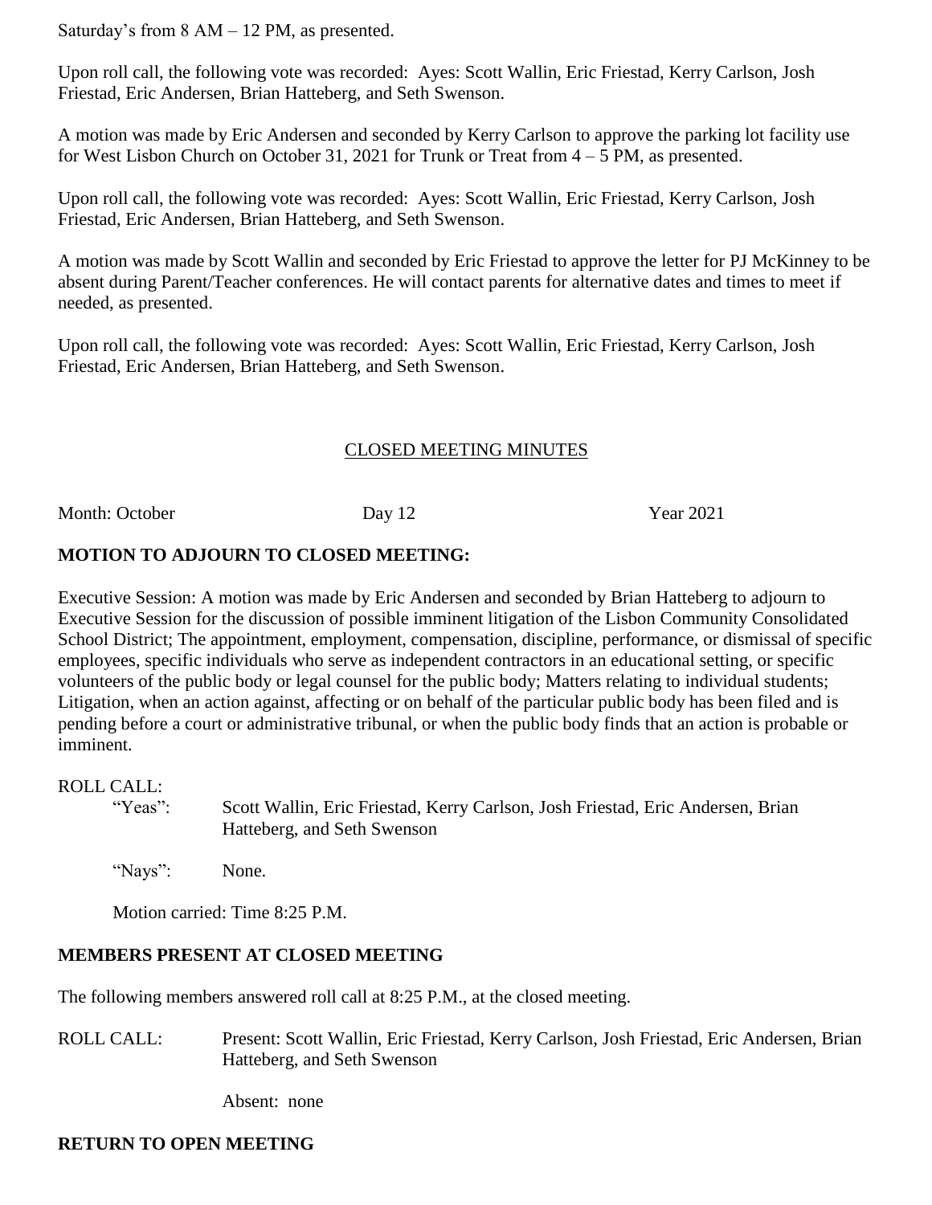Saturday's from 8 AM – 12 PM, as presented.

Upon roll call, the following vote was recorded: Ayes: Scott Wallin, Eric Friestad, Kerry Carlson, Josh Friestad, Eric Andersen, Brian Hatteberg, and Seth Swenson.

A motion was made by Eric Andersen and seconded by Kerry Carlson to approve the parking lot facility use for West Lisbon Church on October 31, 2021 for Trunk or Treat from 4 – 5 PM, as presented.

Upon roll call, the following vote was recorded: Ayes: Scott Wallin, Eric Friestad, Kerry Carlson, Josh Friestad, Eric Andersen, Brian Hatteberg, and Seth Swenson.

A motion was made by Scott Wallin and seconded by Eric Friestad to approve the letter for PJ McKinney to be absent during Parent/Teacher conferences. He will contact parents for alternative dates and times to meet if needed, as presented.

Upon roll call, the following vote was recorded: Ayes: Scott Wallin, Eric Friestad, Kerry Carlson, Josh Friestad, Eric Andersen, Brian Hatteberg, and Seth Swenson.

## CLOSED MEETING MINUTES

Month: October Day 12 Year 2021

**MOTION TO ADJOURN TO CLOSED MEETING:**

Executive Session: A motion was made by Eric Andersen and seconded by Brian Hatteberg to adjourn to Executive Session for the discussion of possible imminent litigation of the Lisbon Community Consolidated School District; The appointment, employment, compensation, discipline, performance, or dismissal of specific employees, specific individuals who serve as independent contractors in an educational setting, or specific volunteers of the public body or legal counsel for the public body; Matters relating to individual students; Litigation, when an action against, affecting or on behalf of the particular public body has been filed and is pending before a court or administrative tribunal, or when the public body finds that an action is probable or imminent.

ROLL CALL:

"Yeas": Scott Wallin, Eric Friestad, Kerry Carlson, Josh Friestad, Eric Andersen, Brian Hatteberg, and Seth Swenson

"Nays": None.

Motion carried: Time 8:25 P.M.

**MEMBERS PRESENT AT CLOSED MEETING**

The following members answered roll call at 8:25 P.M., at the closed meeting.

ROLL CALL: Present: Scott Wallin, Eric Friestad, Kerry Carlson, Josh Friestad, Eric Andersen, Brian Hatteberg, and Seth Swenson

Absent: none

**RETURN TO OPEN MEETING**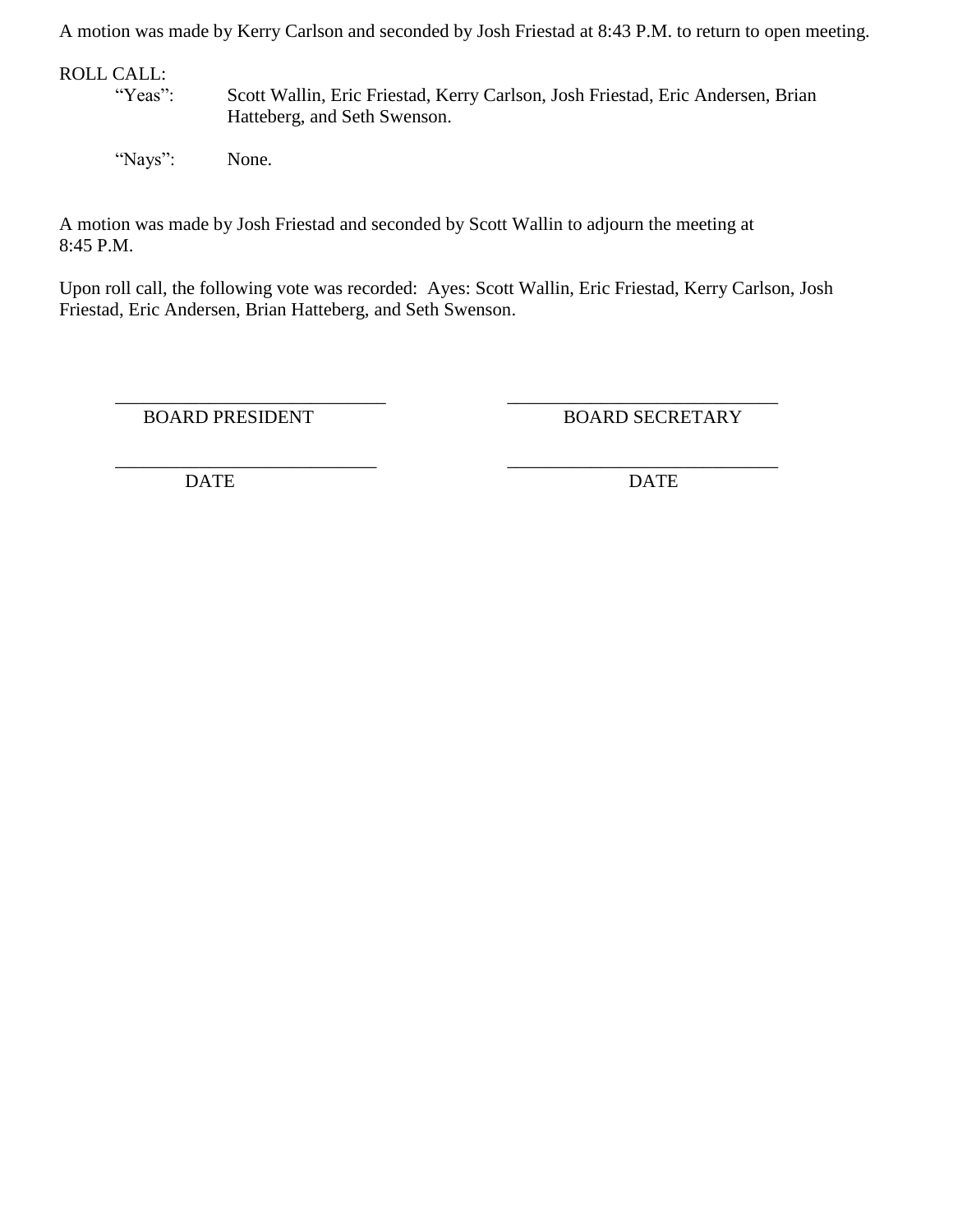A motion was made by Kerry Carlson and seconded by Josh Friestad at 8:43 P.M. to return to open meeting.

ROLL CALL:

“Yeas”: Scott Wallin, Eric Friestad, Kerry Carlson, Josh Friestad, Eric Andersen, Brian Hatteberg, and Seth Swenson.

“Nays”: None.

A motion was made by Josh Friestad and seconded by Scott Wallin to adjourn the meeting at 8:45 P.M.

Upon roll call, the following vote was recorded: Ayes: Scott Wallin, Eric Friestad, Kerry Carlson, Josh Friestad, Eric Andersen, Brian Hatteberg, and Seth Swenson.

| | |
|---|---|
| ____________________________ | ____________________________ |
| BOARD PRESIDENT | BOARD SECRETARY |
| ____________________________ | ____________________________ |
| DATE | DATE |